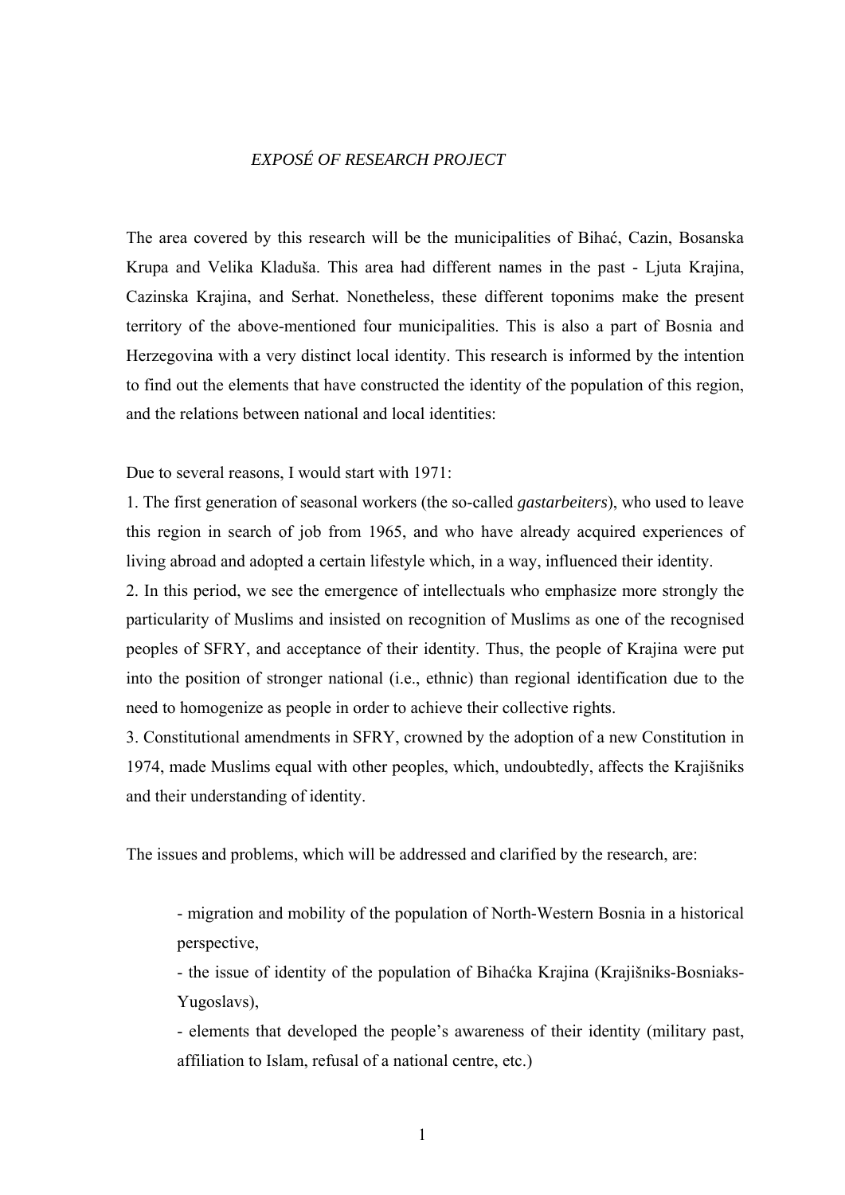*EXPOSÉ OF RESEARCH PROJECT*

The area covered by this research will be the municipalities of Bihać, Cazin, Bosanska Krupa and Velika Kladuša. This area had different names in the past - Ljuta Krajina, Cazinska Krajina, and Serhat. Nonetheless, these different toponims make the present territory of the above-mentioned four municipalities. This is also a part of Bosnia and Herzegovina with a very distinct local identity. This research is informed by the intention to find out the elements that have constructed the identity of the population of this region, and the relations between national and local identities:

Due to several reasons, I would start with 1971:

1. The first generation of seasonal workers (the so-called *gastarbeiters*), who used to leave this region in search of job from 1965, and who have already acquired experiences of living abroad and adopted a certain lifestyle which, in a way, influenced their identity.
2. In this period, we see the emergence of intellectuals who emphasize more strongly the particularity of Muslims and insisted on recognition of Muslims as one of the recognised peoples of SFRY, and acceptance of their identity. Thus, the people of Krajina were put into the position of stronger national (i.e., ethnic) than regional identification due to the need to homogenize as people in order to achieve their collective rights.
3. Constitutional amendments in SFRY, crowned by the adoption of a new Constitution in 1974, made Muslims equal with other peoples, which, undoubtedly, affects the Krajišniks and their understanding of identity.

The issues and problems, which will be addressed and clarified by the research, are:

- migration and mobility of the population of North-Western Bosnia in a historical perspective,
- the issue of identity of the population of Bihaćka Krajina (Krajišniks-Bosniaks-Yugoslavs),
- elements that developed the people's awareness of their identity (military past, affiliation to Islam, refusal of a national centre, etc.)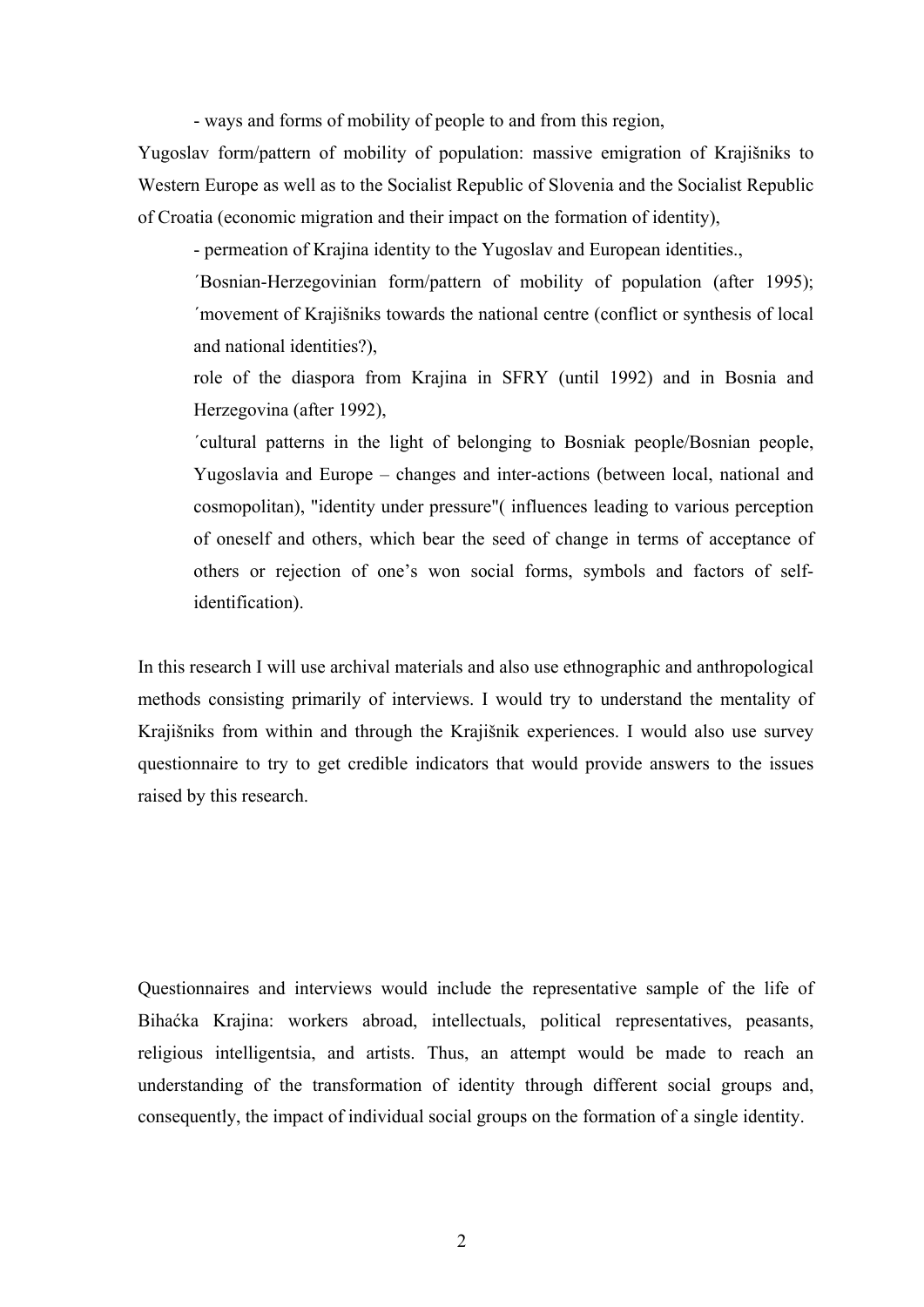- ways and forms of mobility of people to and from this region,

Yugoslav form/pattern of mobility of population: massive emigration of Krajišniks to Western Europe as well as to the Socialist Republic of Slovenia and the Socialist Republic of Croatia (economic migration and their impact on the formation of identity),

- permeation of Krajina identity to the Yugoslav and European identities.,

´Bosnian-Herzegovinian form/pattern of mobility of population (after 1995); ´movement of Krajišniks towards the national centre (conflict or synthesis of local and national identities?),

role of the diaspora from Krajina in SFRY (until 1992) and in Bosnia and Herzegovina (after 1992),

´cultural patterns in the light of belonging to Bosniak people/Bosnian people, Yugoslavia and Europe – changes and inter-actions (between local, national and cosmopolitan), "identity under pressure"( influences leading to various perception of oneself and others, which bear the seed of change in terms of acceptance of others or rejection of one's won social forms, symbols and factors of self-identification).

In this research I will use archival materials and also use ethnographic and anthropological methods consisting primarily of interviews. I would try to understand the mentality of Krajišniks from within and through the Krajišnik experiences. I would also use survey questionnaire to try to get credible indicators that would provide answers to the issues raised by this research.

Questionnaires and interviews would include the representative sample of the life of Bihaćka Krajina: workers abroad, intellectuals, political representatives, peasants, religious intelligentsia, and artists. Thus, an attempt would be made to reach an understanding of the transformation of identity through different social groups and, consequently, the impact of individual social groups on the formation of a single identity.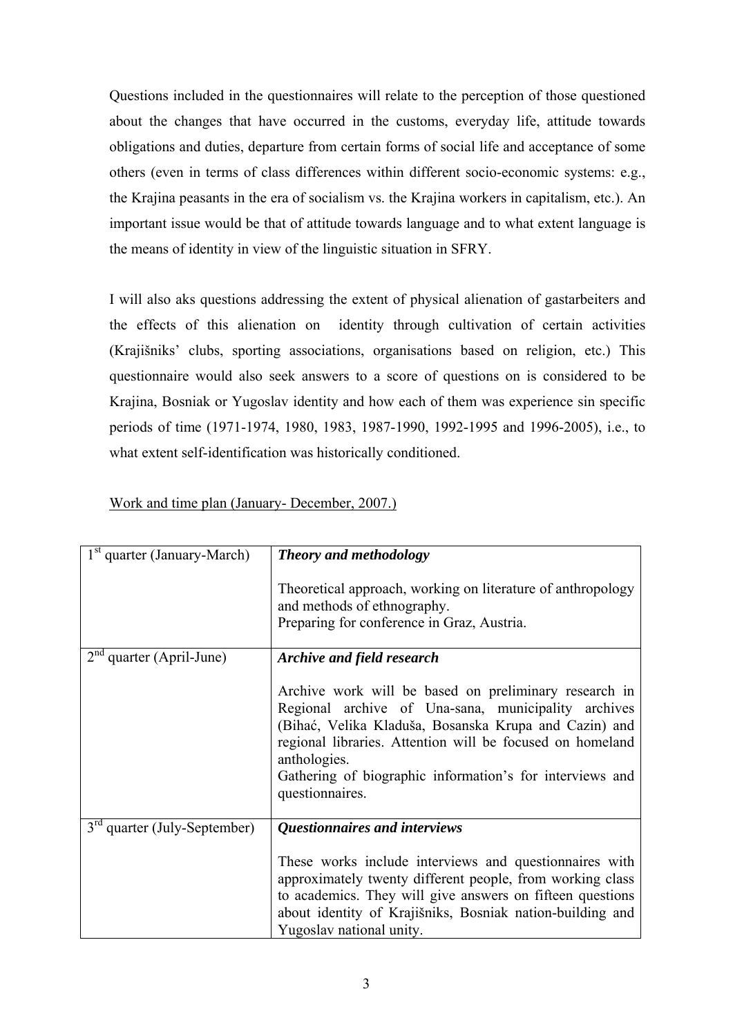Questions included in the questionnaires will relate to the perception of those questioned about the changes that have occurred in the customs, everyday life, attitude towards obligations and duties, departure from certain forms of social life and acceptance of some others (even in terms of class differences within different socio-economic systems: e.g., the Krajina peasants in the era of socialism vs. the Krajina workers in capitalism, etc.). An important issue would be that of attitude towards language and to what extent language is the means of identity in view of the linguistic situation in SFRY.

I will also aks questions addressing the extent of physical alienation of gastarbeiters and the effects of this alienation on identity through cultivation of certain activities (Krajišniks' clubs, sporting associations, organisations based on religion, etc.) This questionnaire would also seek answers to a score of questions on is considered to be Krajina, Bosniak or Yugoslav identity and how each of them was experience sin specific periods of time (1971-1974, 1980, 1983, 1987-1990, 1992-1995 and 1996-2005), i.e., to what extent self-identification was historically conditioned.

<u>Work and time plan (January- December, 2007.)</u>

| 1st quarter (January-March) | ***Theory and methodology***<br><br>Theoretical approach, working on literature of anthropology and methods of ethnography.<br>Preparing for conference in Graz, Austria. |
|---|---|
| 2nd quarter (April-June) | ***Archive and field research***<br><br>Archive work will be based on preliminary research in Regional archive of Una-sana, municipality archives (Bihać, Velika Kladuša, Bosanska Krupa and Cazin) and regional libraries. Attention will be focused on homeland anthologies.<br>Gathering of biographic information's for interviews and questionnaires. |
| 3rd quarter (July-September) | ***Questionnaires and interviews***<br><br>These works include interviews and questionnaires with approximately twenty different people, from working class to academics. They will give answers on fifteen questions about identity of Krajišniks, Bosniak nation-building and Yugoslav national unity. |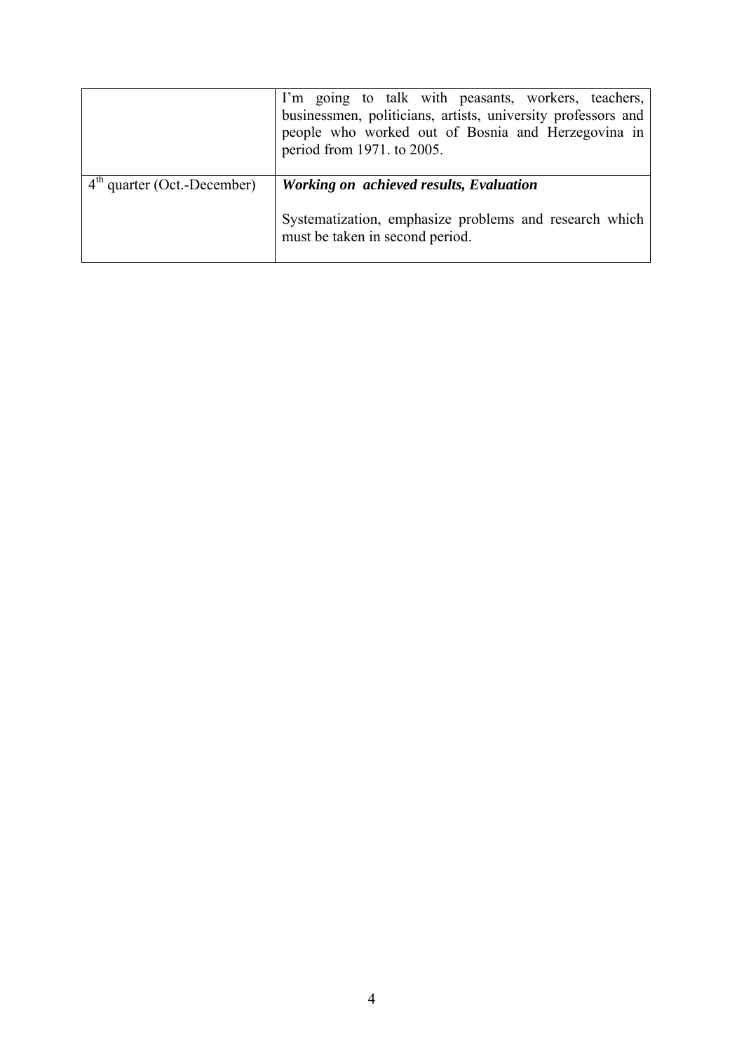| | |
|---|---|
| | I'm going to talk with peasants, workers, teachers, businessmen, politicians, artists, university professors and people who worked out of Bosnia and Herzegovina in period from 1971. to 2005. |
| 4th quarter (Oct.-December) | ***Working on achieved results, Evaluation***<br><br>Systematization, emphasize problems and research which must be taken in second period. |